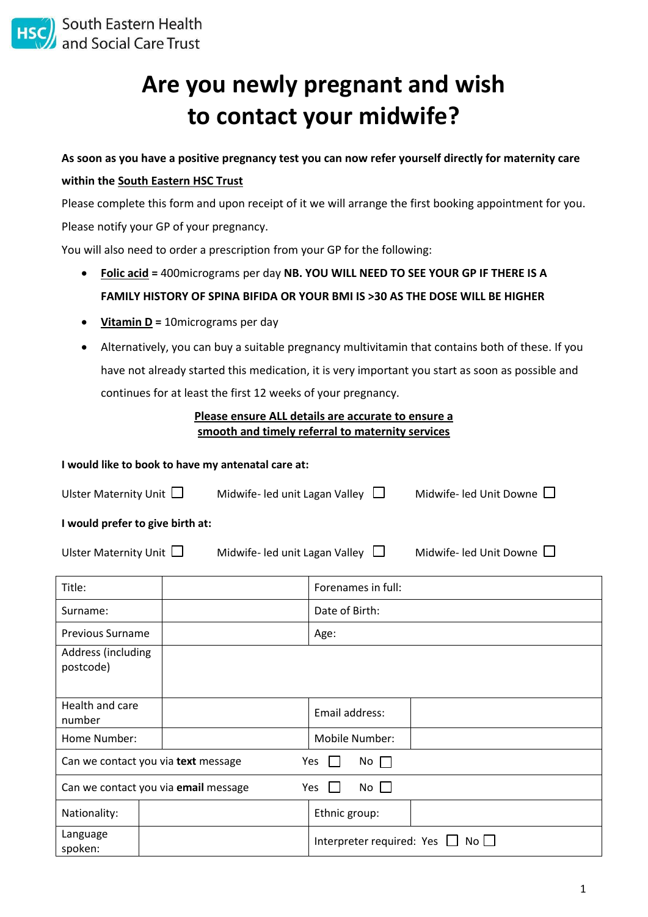South Eastern Health and Social Care Trust

# Are you newly pregnant and wish to contact your midwife?

**As soon as you have a positive pregnancy test you can now refer yourself directly for maternity care within the South Eastern HSC Trust**

Please complete this form and upon receipt of it we will arrange the first booking appointment for you.

Please notify your GP of your pregnancy.

You will also need to order a prescription from your GP for the following:

- **Folic acid** = 400micrograms per day **NB. YOU WILL NEED TO SEE YOUR GP IF THERE IS A FAMILY HISTORY OF SPINA BIFIDA OR YOUR BMI IS >30 AS THE DOSE WILL BE HIGHER**
- **Vitamin D** = 10micrograms per day
- Alternatively, you can buy a suitable pregnancy multivitamin that contains both of these. If you have not already started this medication, it is very important you start as soon as possible and continues for at least the first 12 weeks of your pregnancy.

**Please ensure ALL details are accurate to ensure a smooth and timely referral to maternity services**

**I would like to book to have my antenatal care at:**

Ulster Maternity Unit ☐ Midwife- led unit Lagan Valley ☐ Midwife- led Unit Downe ☐

**I would prefer to give birth at:**

Ulster Maternity Unit ☐ Midwife- led unit Lagan Valley ☐ Midwife- led Unit Downe ☐

| | | | |
|---|---|---|---|
| Title: | | Forenames in full: | |
| Surname: | | Date of Birth: | |
| Previous Surname | | Age: | |
| Address (including postcode) | | | |
| Health and care number | | Email address: | |
| Home Number: | | Mobile Number: | |
| Can we contact you via **text** message | | Yes ☐ No ☐ | |
| Can we contact you via **email** message | | Yes ☐ No ☐ | |
| Nationality: | | Ethnic group: | |
| Language spoken: | | Interpreter required: Yes ☐ No ☐ | |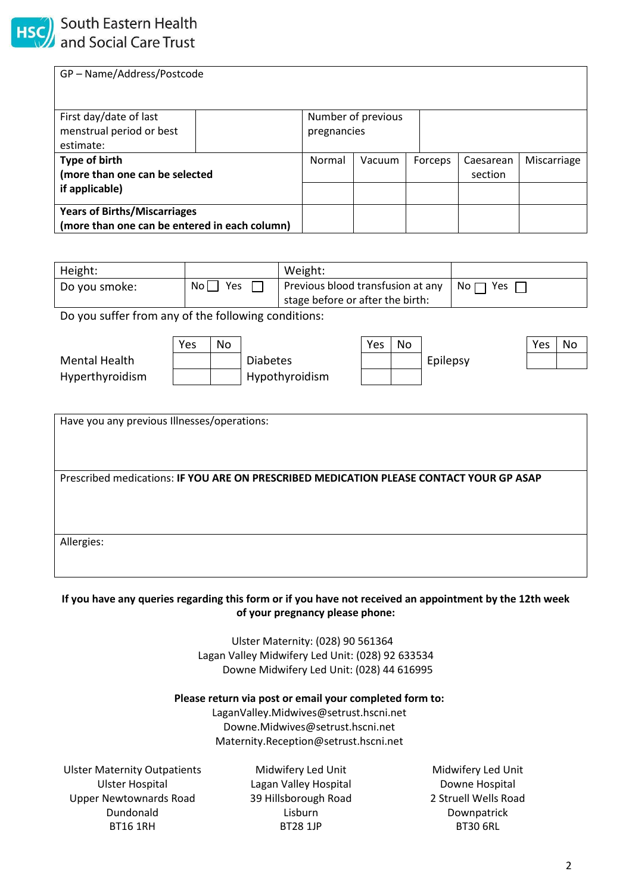South Eastern Health and Social Care Trust

| | | | | | | | |
|---|---|---|---|---|---|---|---|
| GP – Name/Address/Postcode | | | | | | | |
| First day/date of last menstrual period or best estimate: | | Number of previous pregnancies | | | | | |
| **Type of birth (more than one can be selected if applicable)** | | Normal | Vacuum | Forceps | Caesarean section | Miscarriage | |
| | | | | | | | |
| **Years of Births/Miscarriages (more than one can be entered in each column)** | | | | | | | |

| | | | |
|---|---|---|---|
| Height: | | Weight: | |
| Do you smoke: | No ☐ Yes ☐ | Previous blood transfusion at any stage before or after the birth: | No ☐ Yes ☐ |

Do you suffer from any of the following conditions:

| | Yes | No | | Yes | No | | Yes | No |
|---|---|---|---|---|---|---|---|---|
| Mental Health | | | Diabetes | | | Epilepsy | | |
| Hyperthyroidism | | | Hypothyroidism | | | | | |

| |
|---|
| Have you any previous Illnesses/operations: |
| Prescribed medications: **IF YOU ARE ON PRESCRIBED MEDICATION PLEASE CONTACT YOUR GP ASAP** |
| Allergies: |

**If you have any queries regarding this form or if you have not received an appointment by the 12th week of your pregnancy please phone:**

Ulster Maternity: (028) 90 561364
Lagan Valley Midwifery Led Unit: (028) 92 633534
Downe Midwifery Led Unit: (028) 44 616995

**Please return via post or email your completed form to:**

LaganValley.Midwives@setrust.hscni.net
Downe.Midwives@setrust.hscni.net
Maternity.Reception@setrust.hscni.net

Ulster Maternity Outpatients
Ulster Hospital
Upper Newtownards Road
Dundonald
BT16 1RH

Midwifery Led Unit
Lagan Valley Hospital
39 Hillsborough Road
Lisburn
BT28 1JP

Midwifery Led Unit
Downe Hospital
2 Struell Wells Road
Downpatrick
BT30 6RL